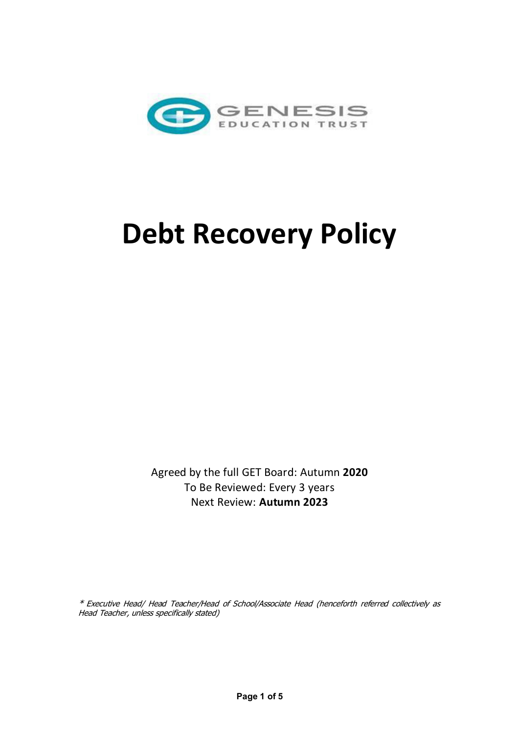# Debt Recovery Policy

Agreed by the full GET Board: Autumn **2020**
To Be Reviewed: Every 3 years
Next Review: **Autumn 2023**

*\* Executive Head/ Head Teacher/Head of School/Associate Head (henceforth referred collectively as Head Teacher, unless specifically stated)*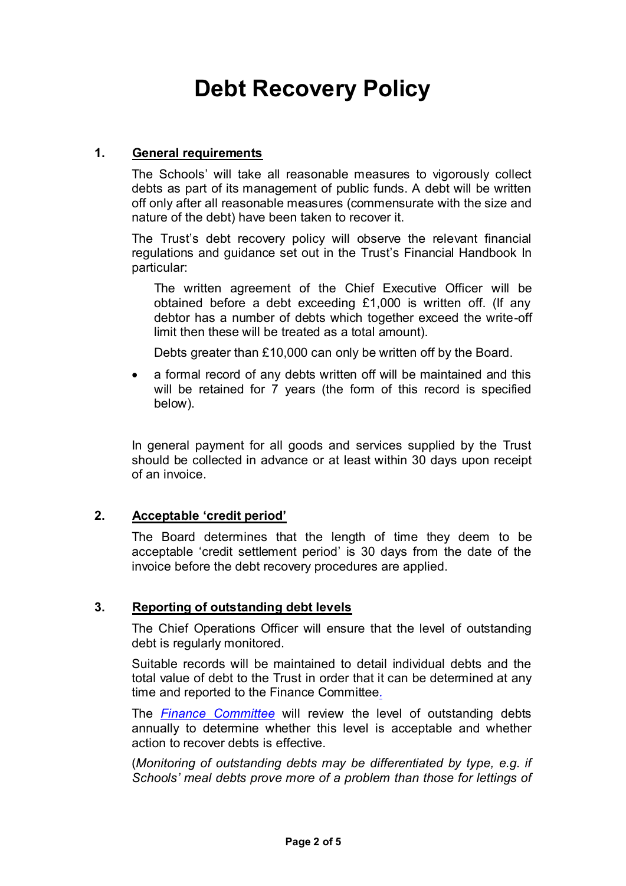# Debt Recovery Policy

## 1. General requirements

The Schools' will take all reasonable measures to vigorously collect debts as part of its management of public funds. A debt will be written off only after all reasonable measures (commensurate with the size and nature of the debt) have been taken to recover it.

The Trust's debt recovery policy will observe the relevant financial regulations and guidance set out in the Trust's Financial Handbook In particular:

The written agreement of the Chief Executive Officer will be obtained before a debt exceeding £1,000 is written off. (If any debtor has a number of debts which together exceed the write-off limit then these will be treated as a total amount).

Debts greater than £10,000 can only be written off by the Board.

- a formal record of any debts written off will be maintained and this will be retained for 7 years (the form of this record is specified below).

In general payment for all goods and services supplied by the Trust should be collected in advance or at least within 30 days upon receipt of an invoice.

## 2. Acceptable 'credit period'

The Board determines that the length of time they deem to be acceptable 'credit settlement period' is 30 days from the date of the invoice before the debt recovery procedures are applied.

## 3. Reporting of outstanding debt levels

The Chief Operations Officer will ensure that the level of outstanding debt is regularly monitored.

Suitable records will be maintained to detail individual debts and the total value of debt to the Trust in order that it can be determined at any time and reported to the Finance Committee.

The *Finance Committee* will review the level of outstanding debts annually to determine whether this level is acceptable and whether action to recover debts is effective.

(*Monitoring of outstanding debts may be differentiated by type, e.g. if Schools' meal debts prove more of a problem than those for lettings of*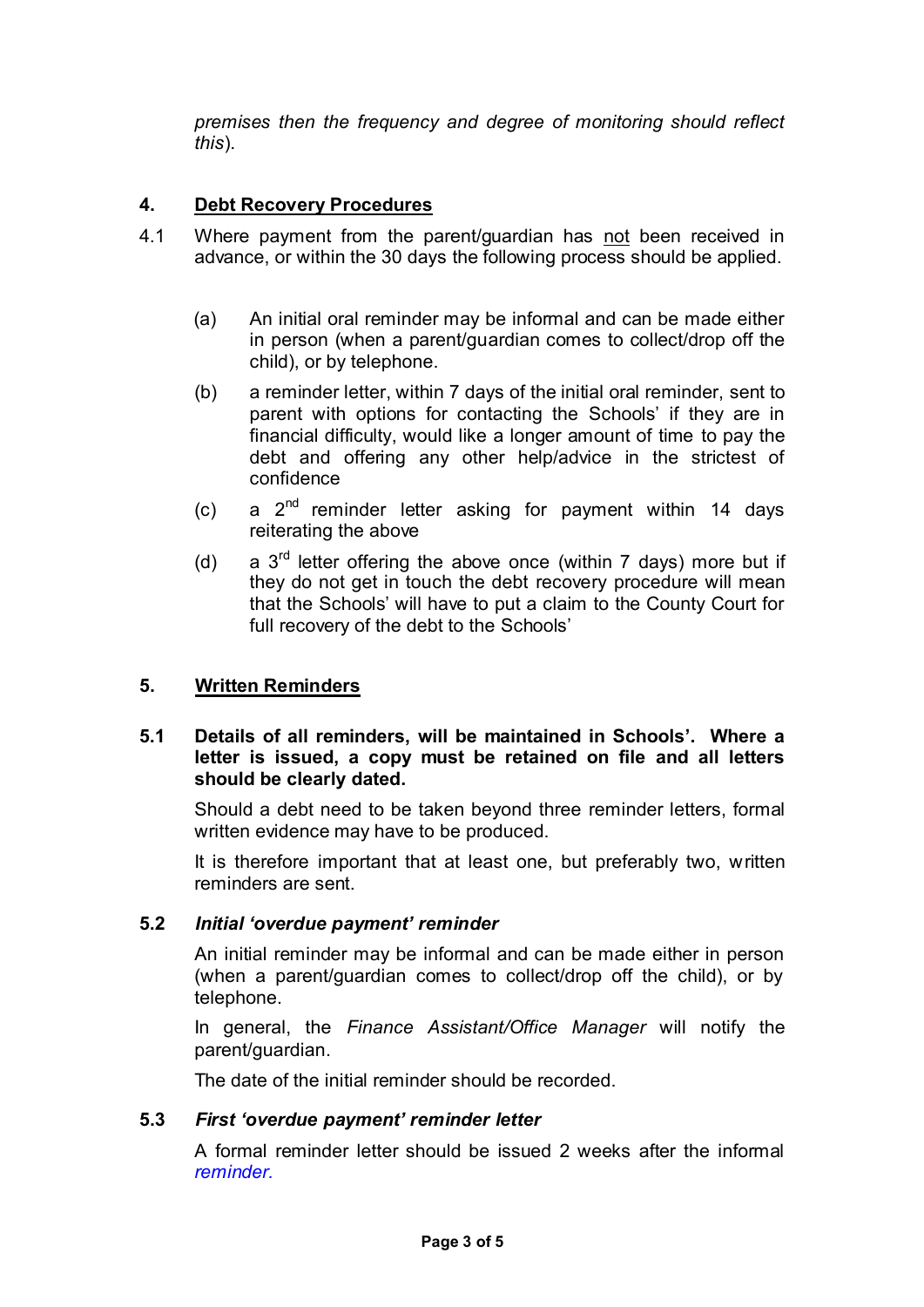*premises then the frequency and degree of monitoring should reflect this*).

## 4. <u>Debt Recovery Procedures</u>

4.1 Where payment from the parent/guardian has <u>not</u> been received in advance, or within the 30 days the following process should be applied.

(a) An initial oral reminder may be informal and can be made either in person (when a parent/guardian comes to collect/drop off the child), or by telephone.

(b) a reminder letter, within 7 days of the initial oral reminder, sent to parent with options for contacting the Schools' if they are in financial difficulty, would like a longer amount of time to pay the debt and offering any other help/advice in the strictest of confidence

(c) a 2nd reminder letter asking for payment within 14 days reiterating the above

(d) a 3rd letter offering the above once (within 7 days) more but if they do not get in touch the debt recovery procedure will mean that the Schools' will have to put a claim to the County Court for full recovery of the debt to the Schools'

## 5. <u>Written Reminders</u>

**5.1 Details of all reminders, will be maintained in Schools'. Where a letter is issued, a copy must be retained on file and all letters should be clearly dated.**

Should a debt need to be taken beyond three reminder letters, formal written evidence may have to be produced.

It is therefore important that at least one, but preferably two, written reminders are sent.

### 5.2 *Initial 'overdue payment' reminder*

An initial reminder may be informal and can be made either in person (when a parent/guardian comes to collect/drop off the child), or by telephone.

In general, the *Finance Assistant/Office Manager* will notify the parent/guardian.

The date of the initial reminder should be recorded.

### 5.3 *First 'overdue payment' reminder letter*

A formal reminder letter should be issued 2 weeks after the informal *reminder.*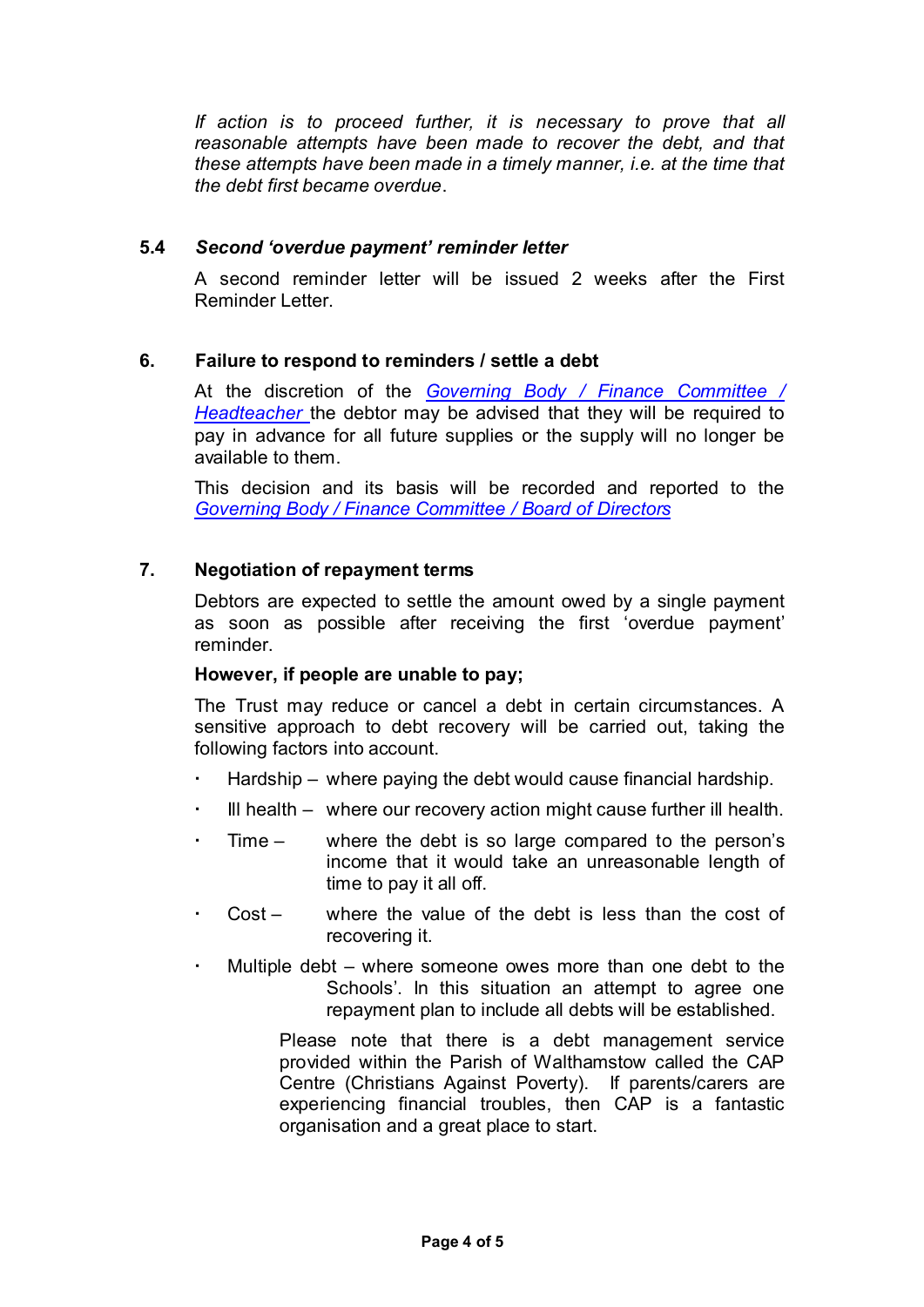*If action is to proceed further, it is necessary to prove that all reasonable attempts have been made to recover the debt, and that these attempts have been made in a timely manner, i.e. at the time that the debt first became overdue*.

### 5.4 *Second 'overdue payment' reminder letter*

A second reminder letter will be issued 2 weeks after the First Reminder Letter.

## 6. Failure to respond to reminders / settle a debt

At the discretion of the *Governing Body / Finance Committee / Headteacher* the debtor may be advised that they will be required to pay in advance for all future supplies or the supply will no longer be available to them.

This decision and its basis will be recorded and reported to the *Governing Body / Finance Committee / Board of Directors*

## 7. Negotiation of repayment terms

Debtors are expected to settle the amount owed by a single payment as soon as possible after receiving the first 'overdue payment' reminder.

**However, if people are unable to pay;**

The Trust may reduce or cancel a debt in certain circumstances. A sensitive approach to debt recovery will be carried out, taking the following factors into account.

- Hardship – where paying the debt would cause financial hardship.
- Ill health – where our recovery action might cause further ill health.
- Time – where the debt is so large compared to the person's income that it would take an unreasonable length of time to pay it all off.
- Cost – where the value of the debt is less than the cost of recovering it.
- Multiple debt – where someone owes more than one debt to the Schools'. In this situation an attempt to agree one repayment plan to include all debts will be established.

  Please note that there is a debt management service provided within the Parish of Walthamstow called the CAP Centre (Christians Against Poverty). If parents/carers are experiencing financial troubles, then CAP is a fantastic organisation and a great place to start.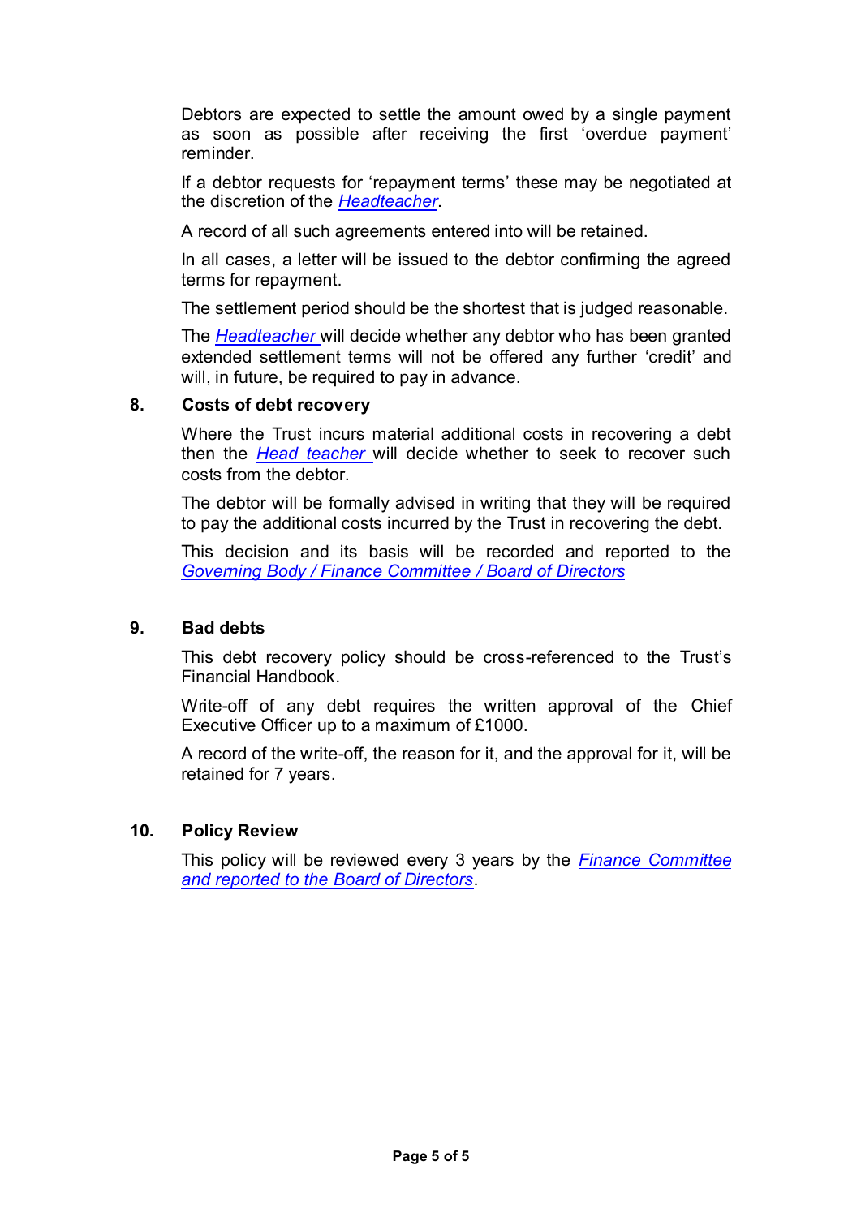Debtors are expected to settle the amount owed by a single payment as soon as possible after receiving the first 'overdue payment' reminder.

If a debtor requests for 'repayment terms' these may be negotiated at the discretion of the *Headteacher*.

A record of all such agreements entered into will be retained.

In all cases, a letter will be issued to the debtor confirming the agreed terms for repayment.

The settlement period should be the shortest that is judged reasonable.

The *Headteacher* will decide whether any debtor who has been granted extended settlement terms will not be offered any further 'credit' and will, in future, be required to pay in advance.

## 8. Costs of debt recovery

Where the Trust incurs material additional costs in recovering a debt then the *Head teacher* will decide whether to seek to recover such costs from the debtor.

The debtor will be formally advised in writing that they will be required to pay the additional costs incurred by the Trust in recovering the debt.

This decision and its basis will be recorded and reported to the *Governing Body / Finance Committee / Board of Directors*

## 9. Bad debts

This debt recovery policy should be cross-referenced to the Trust's Financial Handbook.

Write-off of any debt requires the written approval of the Chief Executive Officer up to a maximum of £1000.

A record of the write-off, the reason for it, and the approval for it, will be retained for 7 years.

## 10. Policy Review

This policy will be reviewed every 3 years by the *Finance Committee and reported to the Board of Directors*.